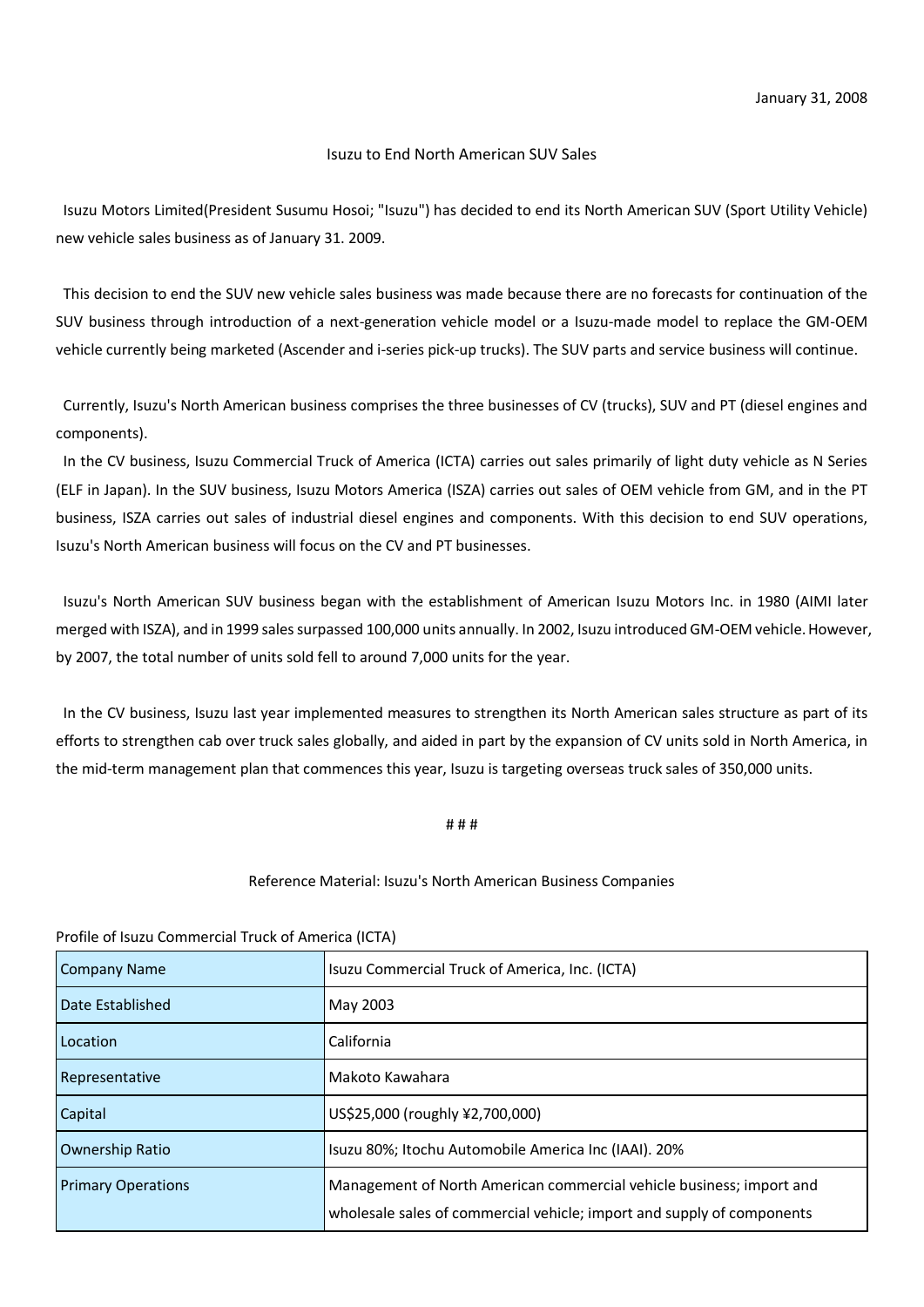January 31, 2008

# Isuzu to End North American SUV Sales

Isuzu Motors Limited(President Susumu Hosoi; "Isuzu") has decided to end its North American SUV (Sport Utility Vehicle) new vehicle sales business as of January 31. 2009.

This decision to end the SUV new vehicle sales business was made because there are no forecasts for continuation of the SUV business through introduction of a next-generation vehicle model or a Isuzu-made model to replace the GM-OEM vehicle currently being marketed (Ascender and i-series pick-up trucks). The SUV parts and service business will continue.

Currently, Isuzu's North American business comprises the three businesses of CV (trucks), SUV and PT (diesel engines and components).

In the CV business, Isuzu Commercial Truck of America (ICTA) carries out sales primarily of light duty vehicle as N Series (ELF in Japan). In the SUV business, Isuzu Motors America (ISZA) carries out sales of OEM vehicle from GM, and in the PT business, ISZA carries out sales of industrial diesel engines and components. With this decision to end SUV operations, Isuzu's North American business will focus on the CV and PT businesses.

Isuzu's North American SUV business began with the establishment of American Isuzu Motors Inc. in 1980 (AIMI later merged with ISZA), and in 1999 sales surpassed 100,000 units annually. In 2002, Isuzu introduced GM-OEM vehicle. However, by 2007, the total number of units sold fell to around 7,000 units for the year.

In the CV business, Isuzu last year implemented measures to strengthen its North American sales structure as part of its efforts to strengthen cab over truck sales globally, and aided in part by the expansion of CV units sold in North America, in the mid-term management plan that commences this year, Isuzu is targeting overseas truck sales of 350,000 units.

# # #

## Reference Material: Isuzu's North American Business Companies

Profile of Isuzu Commercial Truck of America (ICTA)

| Company Name | Isuzu Commercial Truck of America, Inc. (ICTA) |
|---|---|
| Date Established | May 2003 |
| Location | California |
| Representative | Makoto Kawahara |
| Capital | US$25,000 (roughly ¥2,700,000) |
| Ownership Ratio | Isuzu 80%; Itochu Automobile America Inc (IAAI). 20% |
| Primary Operations | Management of North American commercial vehicle business; import and wholesale sales of commercial vehicle; import and supply of components |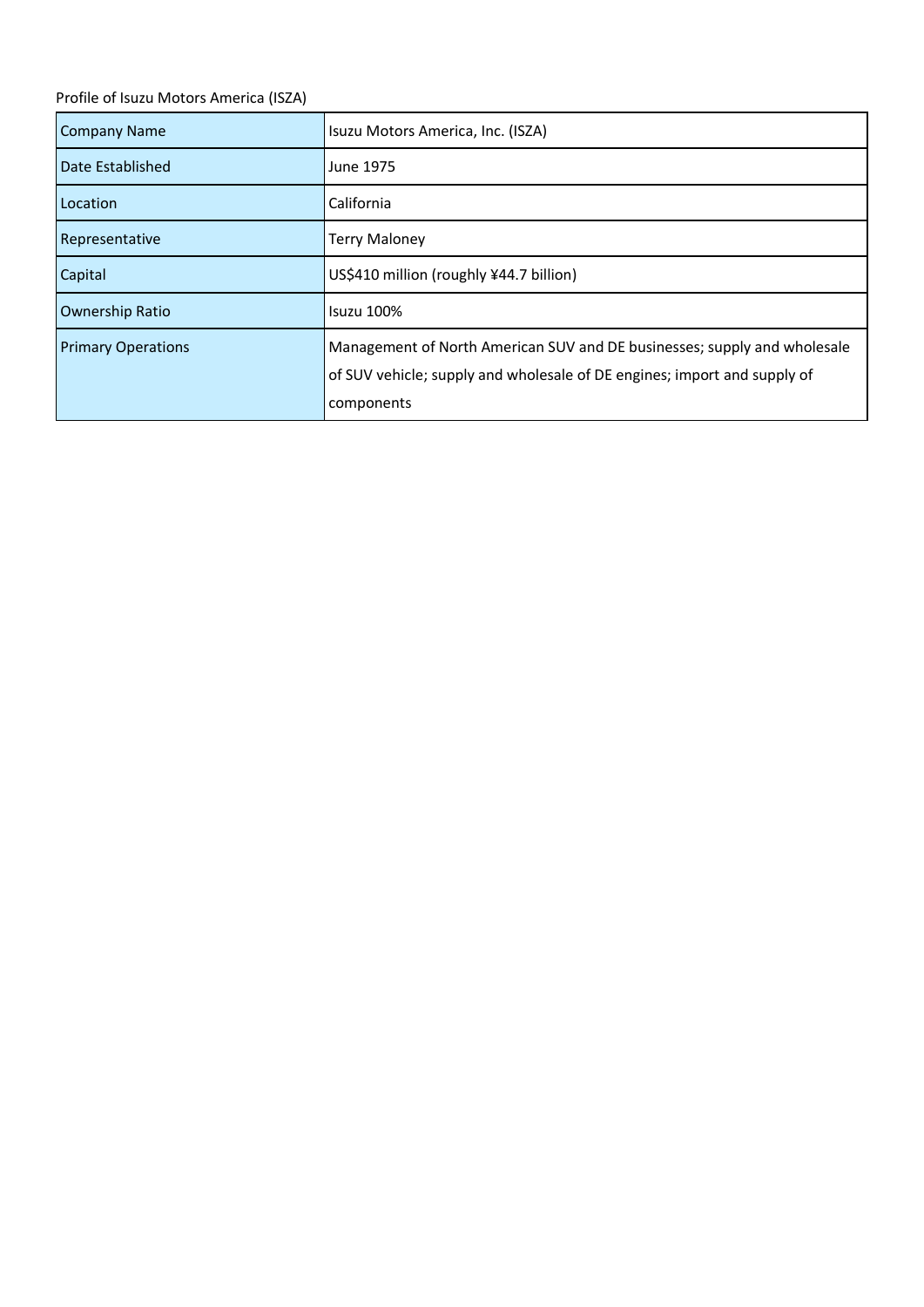Profile of Isuzu Motors America (ISZA)

| | |
|---|---|
| Company Name | Isuzu Motors America, Inc. (ISZA) |
| Date Established | June 1975 |
| Location | California |
| Representative | Terry Maloney |
| Capital | US$410 million (roughly ¥44.7 billion) |
| Ownership Ratio | Isuzu 100% |
| Primary Operations | Management of North American SUV and DE businesses; supply and wholesale of SUV vehicle; supply and wholesale of DE engines; import and supply of components |